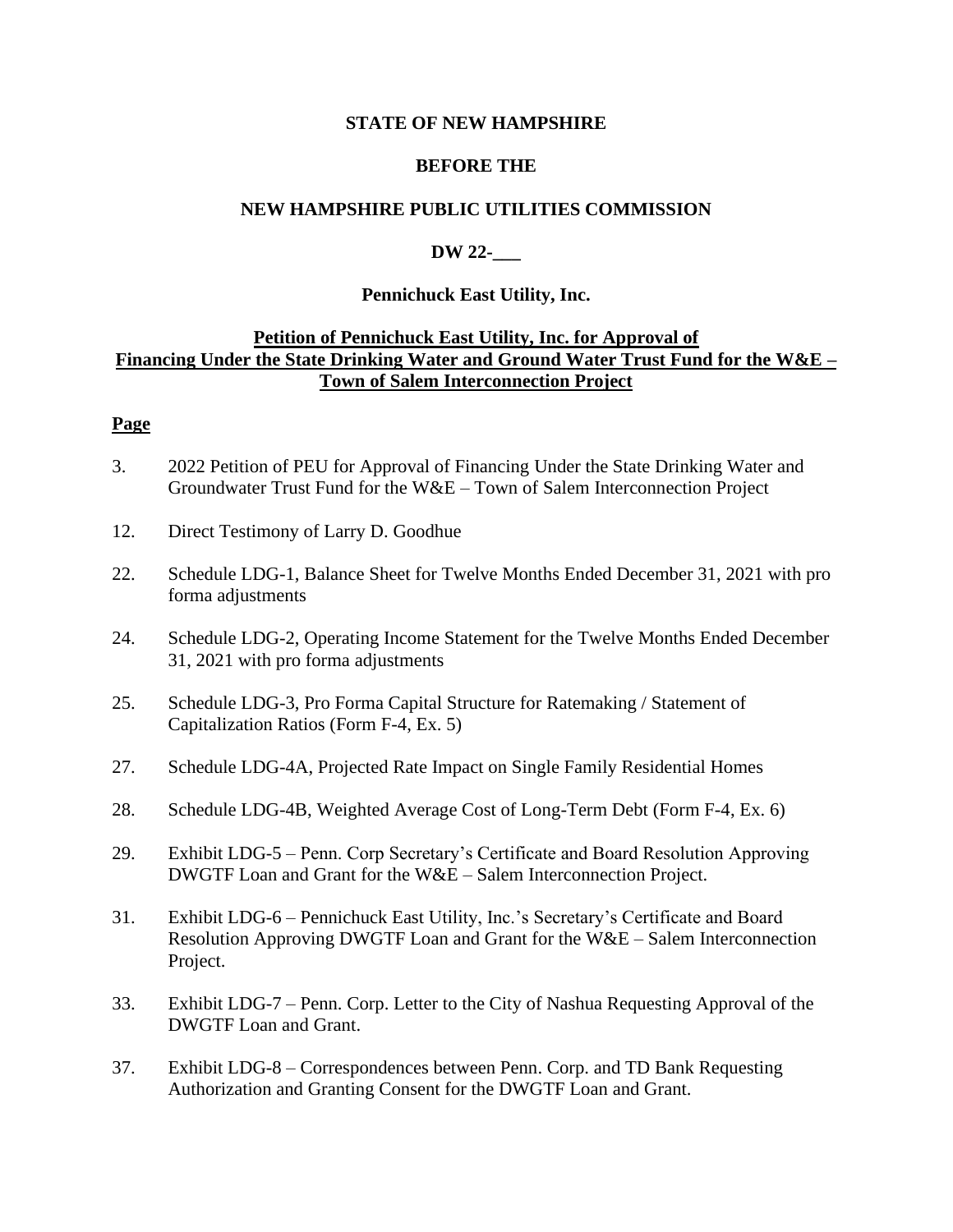**STATE OF NEW HAMPSHIRE**

**BEFORE THE**

**NEW HAMPSHIRE PUBLIC UTILITIES COMMISSION**

**DW 22-___**

**Pennichuck East Utility, Inc.**

**Petition of Pennichuck East Utility, Inc. for Approval of Financing Under the State Drinking Water and Ground Water Trust Fund for the W&E – Town of Salem Interconnection Project**

**Page**

3. 2022 Petition of PEU for Approval of Financing Under the State Drinking Water and Groundwater Trust Fund for the W&E – Town of Salem Interconnection Project

12. Direct Testimony of Larry D. Goodhue

22. Schedule LDG-1, Balance Sheet for Twelve Months Ended December 31, 2021 with pro forma adjustments

24. Schedule LDG-2, Operating Income Statement for the Twelve Months Ended December 31, 2021 with pro forma adjustments

25. Schedule LDG-3, Pro Forma Capital Structure for Ratemaking / Statement of Capitalization Ratios (Form F-4, Ex. 5)

27. Schedule LDG-4A, Projected Rate Impact on Single Family Residential Homes

28. Schedule LDG-4B, Weighted Average Cost of Long-Term Debt (Form F-4, Ex. 6)

29. Exhibit LDG-5 – Penn. Corp Secretary's Certificate and Board Resolution Approving DWGTF Loan and Grant for the W&E – Salem Interconnection Project.

31. Exhibit LDG-6 – Pennichuck East Utility, Inc.'s Secretary's Certificate and Board Resolution Approving DWGTF Loan and Grant for the W&E – Salem Interconnection Project.

33. Exhibit LDG-7 – Penn. Corp. Letter to the City of Nashua Requesting Approval of the DWGTF Loan and Grant.

37. Exhibit LDG-8 – Correspondences between Penn. Corp. and TD Bank Requesting Authorization and Granting Consent for the DWGTF Loan and Grant.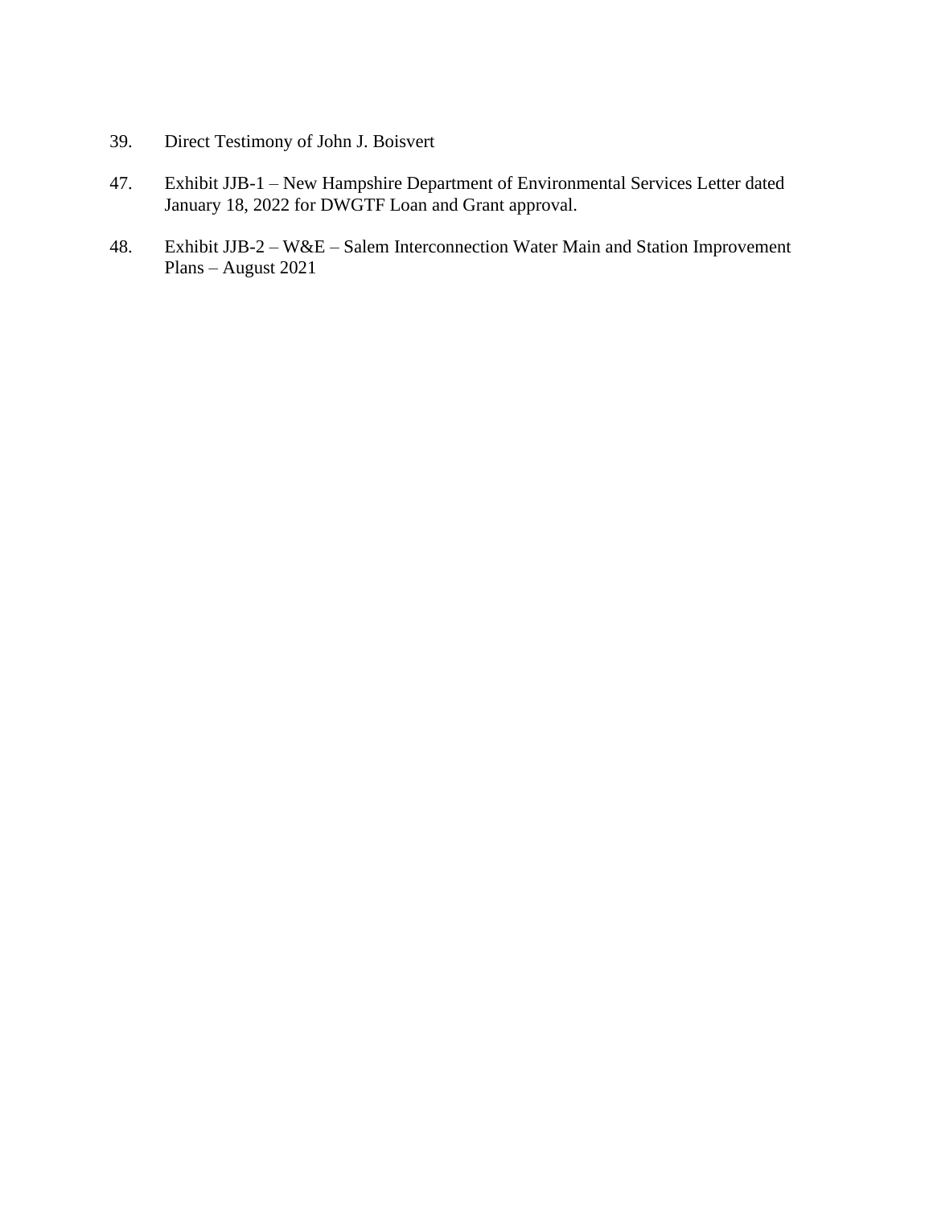39. Direct Testimony of John J. Boisvert

47. Exhibit JJB-1 – New Hampshire Department of Environmental Services Letter dated January 18, 2022 for DWGTF Loan and Grant approval.

48. Exhibit JJB-2 – W&E – Salem Interconnection Water Main and Station Improvement Plans – August 2021